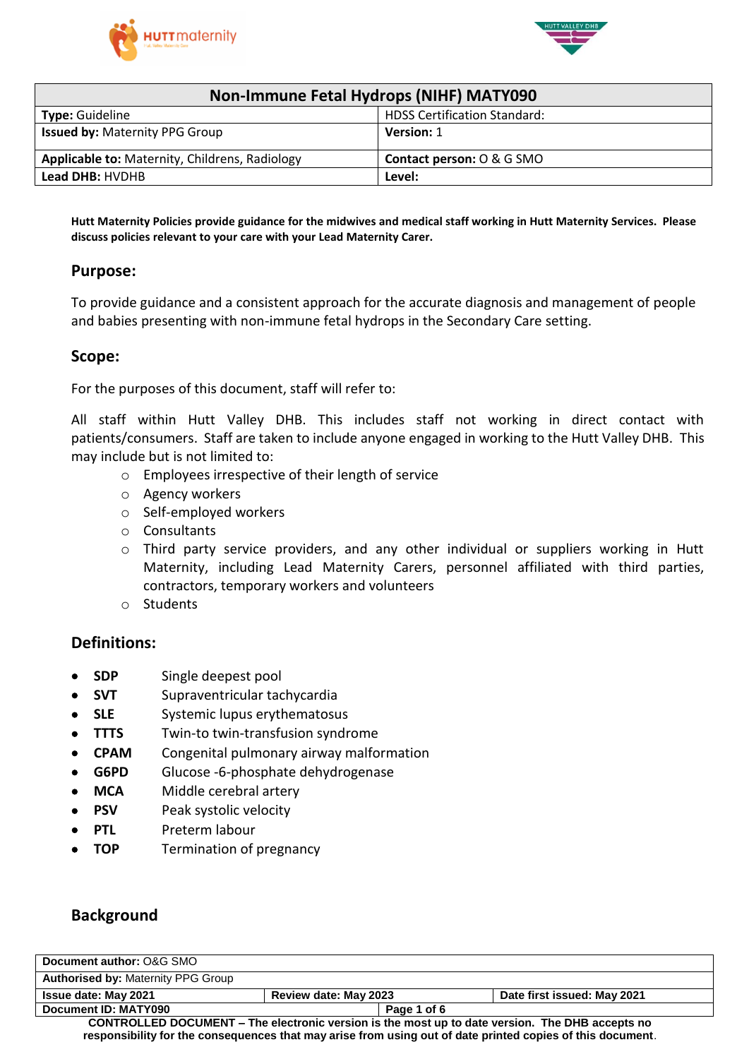| Non-Immune Fetal Hydrops (NIHF) MATY090 | |
|---|---|
| **Type:** Guideline | HDSS Certification Standard: |
| **Issued by:** Maternity PPG Group | **Version:** 1 |
| **Applicable to:** Maternity, Childrens, Radiology | **Contact person:** O & G SMO |
| **Lead DHB:** HVDHB | **Level:** |

**Hutt Maternity Policies provide guidance for the midwives and medical staff working in Hutt Maternity Services. Please discuss policies relevant to your care with your Lead Maternity Carer.**

## Purpose:

To provide guidance and a consistent approach for the accurate diagnosis and management of people and babies presenting with non-immune fetal hydrops in the Secondary Care setting.

## Scope:

For the purposes of this document, staff will refer to:

All staff within Hutt Valley DHB. This includes staff not working in direct contact with patients/consumers. Staff are taken to include anyone engaged in working to the Hutt Valley DHB. This may include but is not limited to:

- Employees irrespective of their length of service
- Agency workers
- Self-employed workers
- Consultants
- Third party service providers, and any other individual or suppliers working in Hutt Maternity, including Lead Maternity Carers, personnel affiliated with third parties, contractors, temporary workers and volunteers
- Students

## Definitions:

- **SDP** Single deepest pool
- **SVT** Supraventricular tachycardia
- **SLE** Systemic lupus erythematosus
- **TTTS** Twin-to twin-transfusion syndrome
- **CPAM** Congenital pulmonary airway malformation
- **G6PD** Glucose -6-phosphate dehydrogenase
- **MCA** Middle cerebral artery
- **PSV** Peak systolic velocity
- **PTL** Preterm labour
- **TOP** Termination of pregnancy

## Background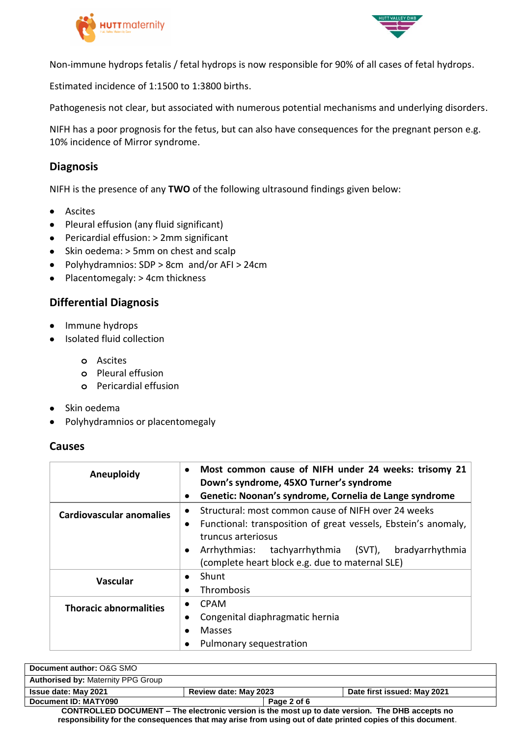Non-immune hydrops fetalis / fetal hydrops is now responsible for 90% of all cases of fetal hydrops.

Estimated incidence of 1:1500 to 1:3800 births.

Pathogenesis not clear, but associated with numerous potential mechanisms and underlying disorders.

NIFH has a poor prognosis for the fetus, but can also have consequences for the pregnant person e.g. 10% incidence of Mirror syndrome.

## Diagnosis

NIFH is the presence of any **TWO** of the following ultrasound findings given below:

- Ascites
- Pleural effusion (any fluid significant)
- Pericardial effusion: > 2mm significant
- Skin oedema: > 5mm on chest and scalp
- Polyhydramnios: SDP > 8cm and/or AFI > 24cm
- Placentomegaly: > 4cm thickness

## Differential Diagnosis

- Immune hydrops
- Isolated fluid collection
    - Ascites
    - Pleural effusion
    - Pericardial effusion
- Skin oedema
- Polyhydramnios or placentomegaly

## Causes

| | |
|---|---|
| **Aneuploidy** | • **Most common cause of NIFH under 24 weeks: trisomy 21 Down's syndrome, 45XO Turner's syndrome**<br>• **Genetic: Noonan's syndrome, Cornelia de Lange syndrome** |
| **Cardiovascular anomalies** | • Structural: most common cause of NIFH over 24 weeks<br>• Functional: transposition of great vessels, Ebstein's anomaly, truncus arteriosus<br>• Arrhythmias: tachyarrhythmia (SVT), bradyarrhythmia (complete heart block e.g. due to maternal SLE) |
| **Vascular** | • Shunt<br>• Thrombosis |
| **Thoracic abnormalities** | • CPAM<br>• Congenital diaphragmatic hernia<br>• Masses<br>• Pulmonary sequestration |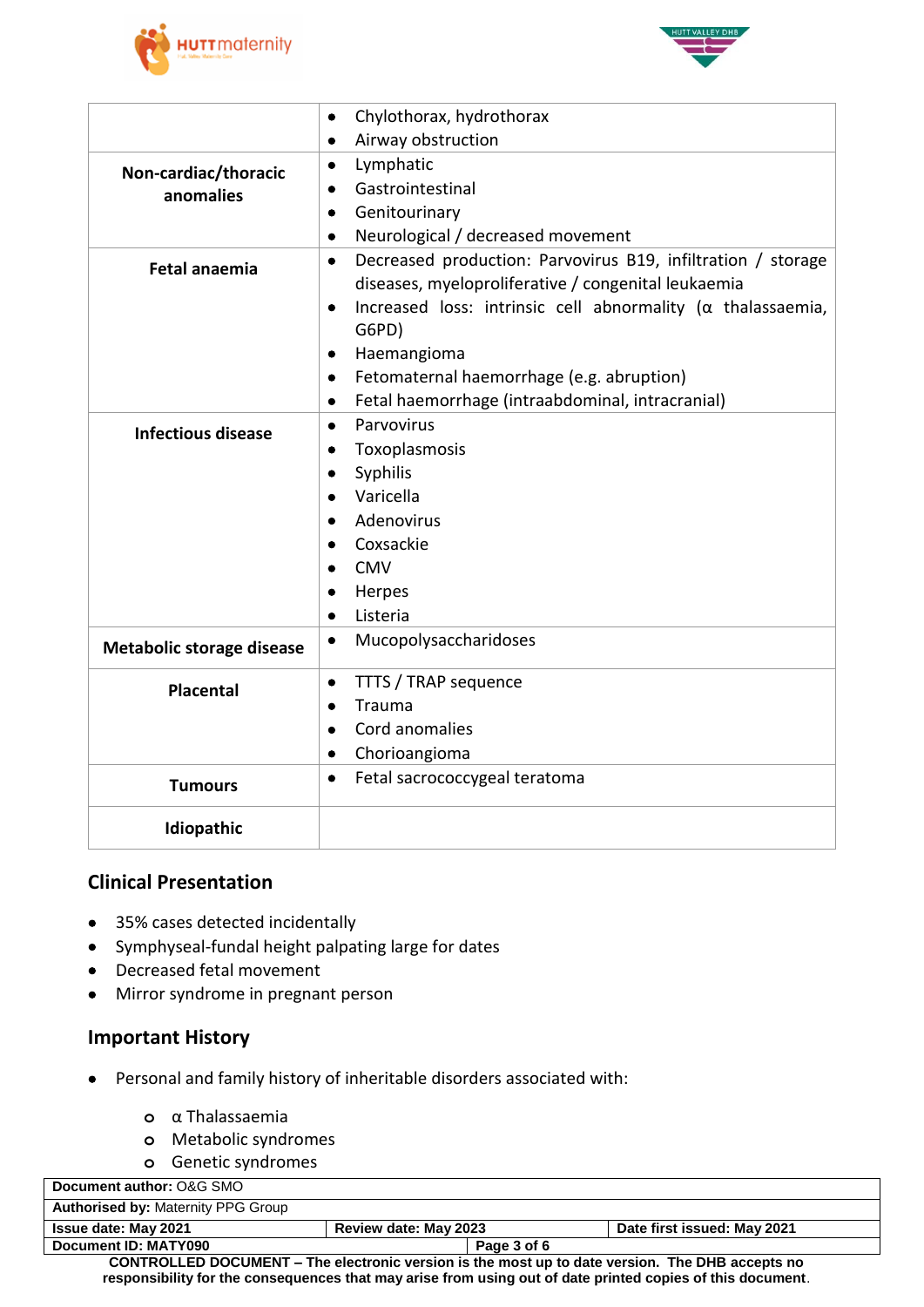| | |
|---|---|
| | • Chylothorax, hydrothorax<br>• Airway obstruction |
| **Non-cardiac/thoracic anomalies** | • Lymphatic<br>• Gastrointestinal<br>• Genitourinary<br>• Neurological / decreased movement |
| **Fetal anaemia** | • Decreased production: Parvovirus B19, infiltration / storage diseases, myeloproliferative / congenital leukaemia<br>• Increased loss: intrinsic cell abnormality (α thalassaemia, G6PD)<br>• Haemangioma<br>• Fetomaternal haemorrhage (e.g. abruption)<br>• Fetal haemorrhage (intraabdominal, intracranial) |
| **Infectious disease** | • Parvovirus<br>• Toxoplasmosis<br>• Syphilis<br>• Varicella<br>• Adenovirus<br>• Coxsackie<br>• CMV<br>• Herpes<br>• Listeria |
| **Metabolic storage disease** | • Mucopolysaccharidoses |
| **Placental** | • TTTS / TRAP sequence<br>• Trauma<br>• Cord anomalies<br>• Chorioangioma |
| **Tumours** | • Fetal sacrococcygeal teratoma |
| **Idiopathic** | |

## Clinical Presentation

- 35% cases detected incidentally
- Symphyseal-fundal height palpating large for dates
- Decreased fetal movement
- Mirror syndrome in pregnant person

## Important History

- Personal and family history of inheritable disorders associated with:
  - α Thalassaemia
  - Metabolic syndromes
  - Genetic syndromes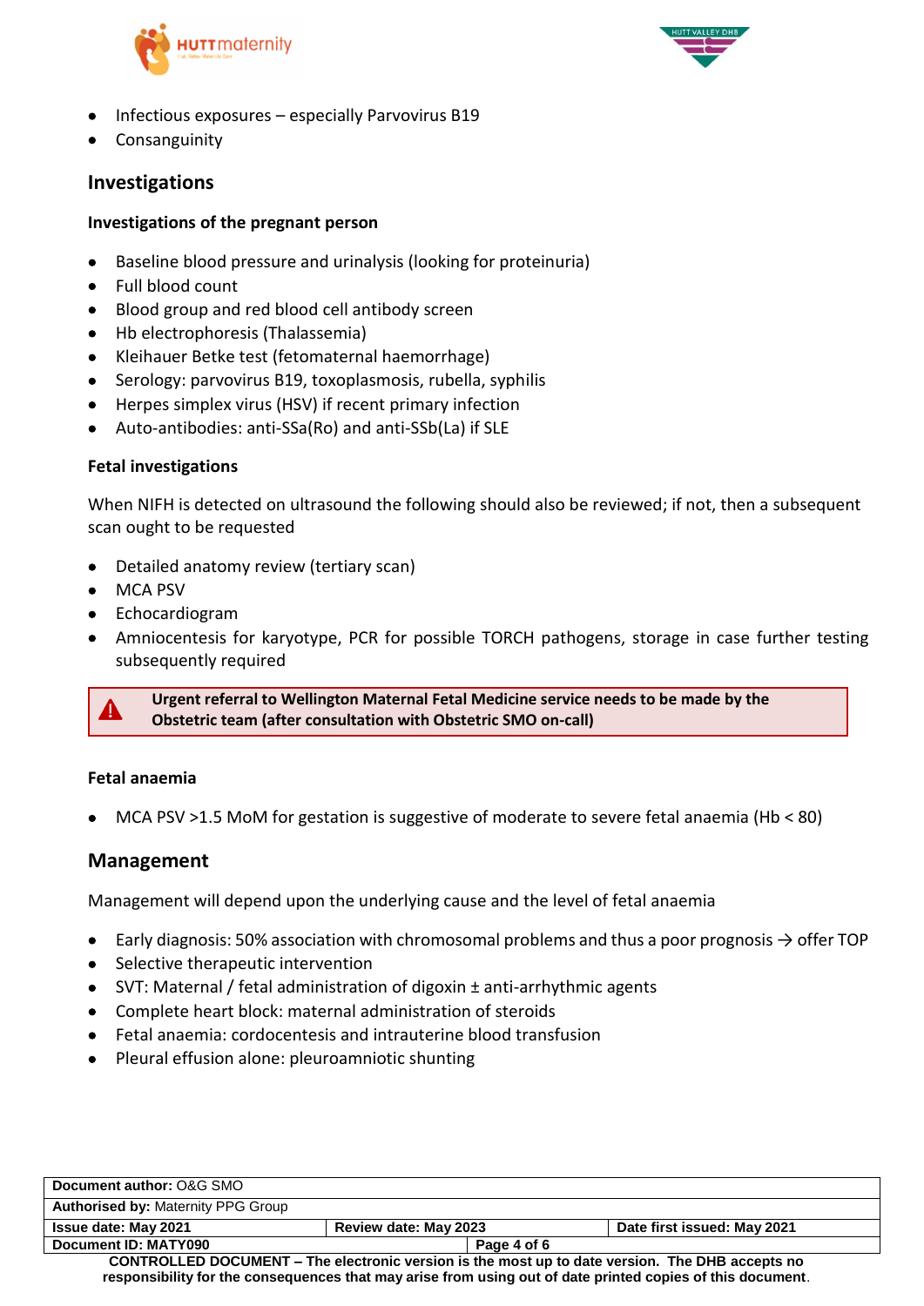- Infectious exposures – especially Parvovirus B19
- Consanguinity

## Investigations

### Investigations of the pregnant person

- Baseline blood pressure and urinalysis (looking for proteinuria)
- Full blood count
- Blood group and red blood cell antibody screen
- Hb electrophoresis (Thalassemia)
- Kleihauer Betke test (fetomaternal haemorrhage)
- Serology: parvovirus B19, toxoplasmosis, rubella, syphilis
- Herpes simplex virus (HSV) if recent primary infection
- Auto-antibodies: anti-SSa(Ro) and anti-SSb(La) if SLE

### Fetal investigations

When NIFH is detected on ultrasound the following should also be reviewed; if not, then a subsequent scan ought to be requested

- Detailed anatomy review (tertiary scan)
- MCA PSV
- Echocardiogram
- Amniocentesis for karyotype, PCR for possible TORCH pathogens, storage in case further testing subsequently required

**Urgent referral to Wellington Maternal Fetal Medicine service needs to be made by the Obstetric team (after consultation with Obstetric SMO on-call)**

### Fetal anaemia

- MCA PSV >1.5 MoM for gestation is suggestive of moderate to severe fetal anaemia (Hb < 80)

## Management

Management will depend upon the underlying cause and the level of fetal anaemia

- Early diagnosis: 50% association with chromosomal problems and thus a poor prognosis → offer TOP
- Selective therapeutic intervention
- SVT: Maternal / fetal administration of digoxin ± anti-arrhythmic agents
- Complete heart block: maternal administration of steroids
- Fetal anaemia: cordocentesis and intrauterine blood transfusion
- Pleural effusion alone: pleuroamniotic shunting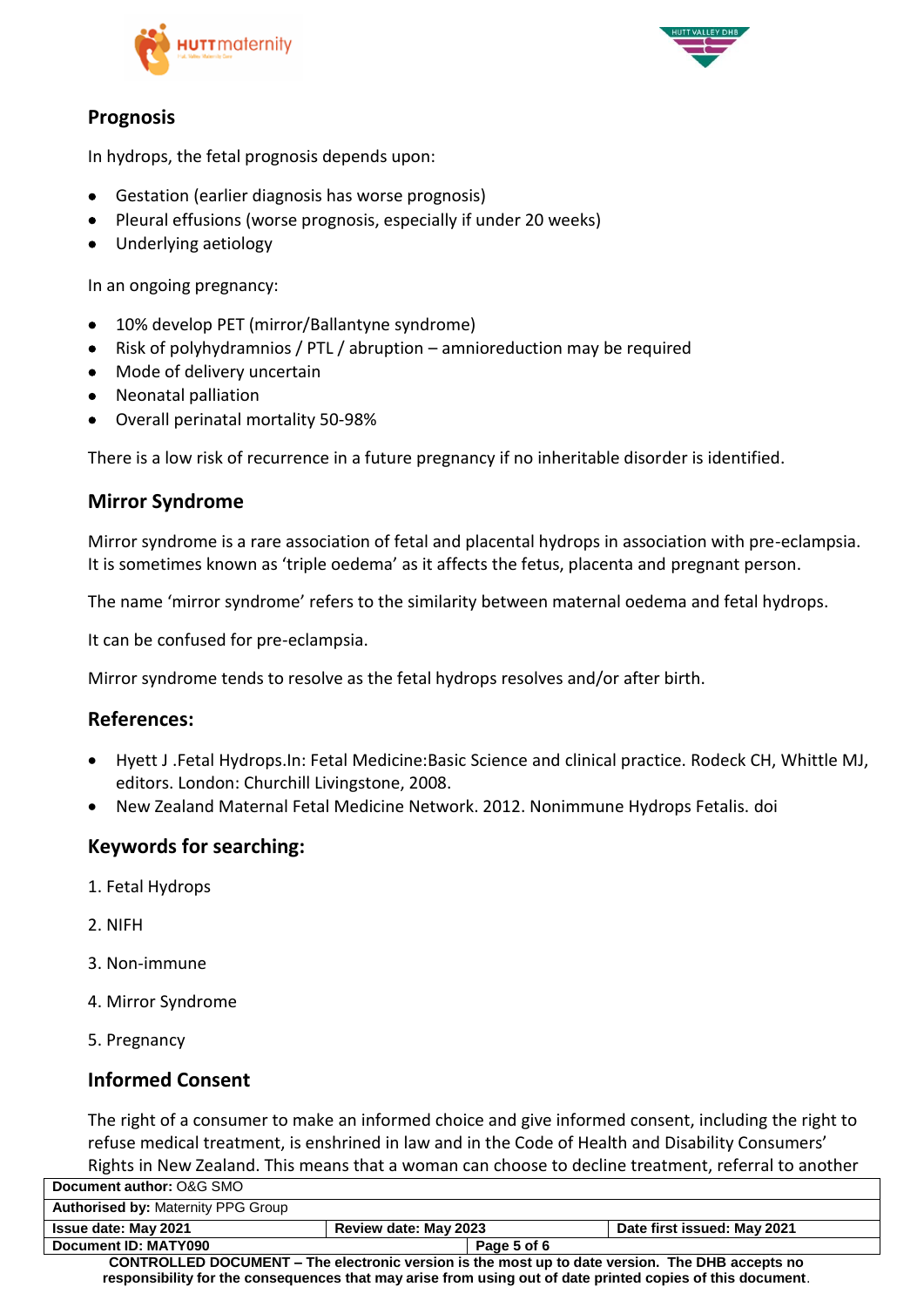## Prognosis

In hydrops, the fetal prognosis depends upon:

- Gestation (earlier diagnosis has worse prognosis)
- Pleural effusions (worse prognosis, especially if under 20 weeks)
- Underlying aetiology

In an ongoing pregnancy:

- 10% develop PET (mirror/Ballantyne syndrome)
- Risk of polyhydramnios / PTL / abruption – amnioreduction may be required
- Mode of delivery uncertain
- Neonatal palliation
- Overall perinatal mortality 50-98%

There is a low risk of recurrence in a future pregnancy if no inheritable disorder is identified.

## Mirror Syndrome

Mirror syndrome is a rare association of fetal and placental hydrops in association with pre-eclampsia. It is sometimes known as 'triple oedema' as it affects the fetus, placenta and pregnant person.

The name 'mirror syndrome' refers to the similarity between maternal oedema and fetal hydrops.

It can be confused for pre-eclampsia.

Mirror syndrome tends to resolve as the fetal hydrops resolves and/or after birth.

## References:

- Hyett J .Fetal Hydrops.In: Fetal Medicine:Basic Science and clinical practice. Rodeck CH, Whittle MJ, editors. London: Churchill Livingstone, 2008.
- New Zealand Maternal Fetal Medicine Network. 2012. Nonimmune Hydrops Fetalis. doi

## Keywords for searching:

1. Fetal Hydrops
2. NIFH
3. Non-immune
4. Mirror Syndrome
5. Pregnancy

## Informed Consent

The right of a consumer to make an informed choice and give informed consent, including the right to refuse medical treatment, is enshrined in law and in the Code of Health and Disability Consumers' Rights in New Zealand. This means that a woman can choose to decline treatment, referral to another

| **Document author:** O&G SMO | | |
|---|---|---|
| **Authorised by:** Maternity PPG Group | | |
| **Issue date: May 2021** | **Review date: May 2023** | **Date first issued: May 2021** |
| **Document ID: MATY090** | | |

**CONTROLLED DOCUMENT – The electronic version is the most up to date version. The DHB accepts no responsibility for the consequences that may arise from using out of date printed copies of this document**.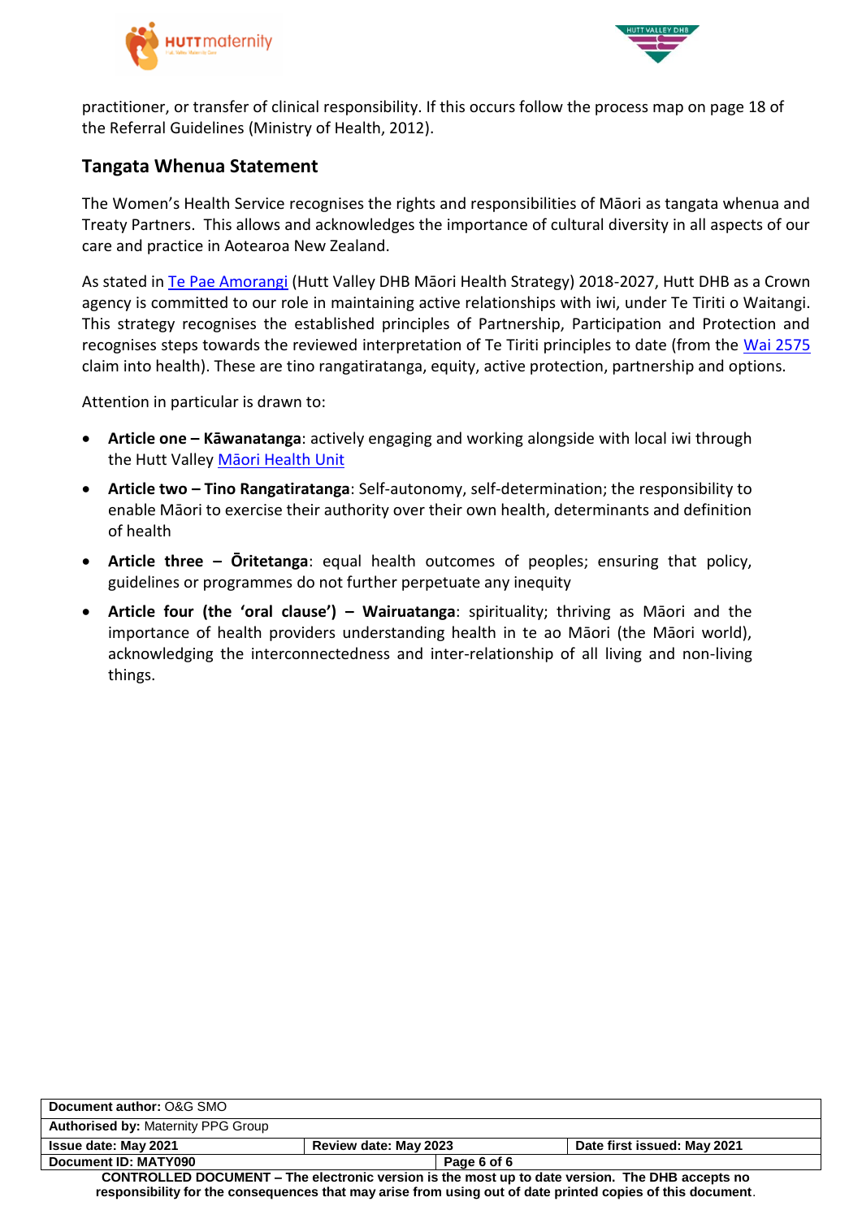practitioner, or transfer of clinical responsibility. If this occurs follow the process map on page 18 of the Referral Guidelines (Ministry of Health, 2012).

## Tangata Whenua Statement

The Women's Health Service recognises the rights and responsibilities of Māori as tangata whenua and Treaty Partners. This allows and acknowledges the importance of cultural diversity in all aspects of our care and practice in Aotearoa New Zealand.

As stated in Te Pae Amorangi (Hutt Valley DHB Māori Health Strategy) 2018-2027, Hutt DHB as a Crown agency is committed to our role in maintaining active relationships with iwi, under Te Tiriti o Waitangi. This strategy recognises the established principles of Partnership, Participation and Protection and recognises steps towards the reviewed interpretation of Te Tiriti principles to date (from the Wai 2575 claim into health). These are tino rangatiratanga, equity, active protection, partnership and options.

Attention in particular is drawn to:

- **Article one – Kāwanatanga**: actively engaging and working alongside with local iwi through the Hutt Valley Māori Health Unit
- **Article two – Tino Rangatiratanga**: Self-autonomy, self-determination; the responsibility to enable Māori to exercise their authority over their own health, determinants and definition of health
- **Article three – Ōritetanga**: equal health outcomes of peoples; ensuring that policy, guidelines or programmes do not further perpetuate any inequity
- **Article four (the 'oral clause') – Wairuatanga**: spirituality; thriving as Māori and the importance of health providers understanding health in te ao Māori (the Māori world), acknowledging the interconnectedness and inter-relationship of all living and non-living things.

| | | |
|---|---|---|
| **Document author:** O&G SMO | | |
| **Authorised by:** Maternity PPG Group | | |
| **Issue date: May 2021** | **Review date: May 2023** | **Date first issued: May 2021** |
| **Document ID: MATY090** | **Page 6 of 6** | |

**CONTROLLED DOCUMENT – The electronic version is the most up to date version. The DHB accepts no responsibility for the consequences that may arise from using out of date printed copies of this document**.